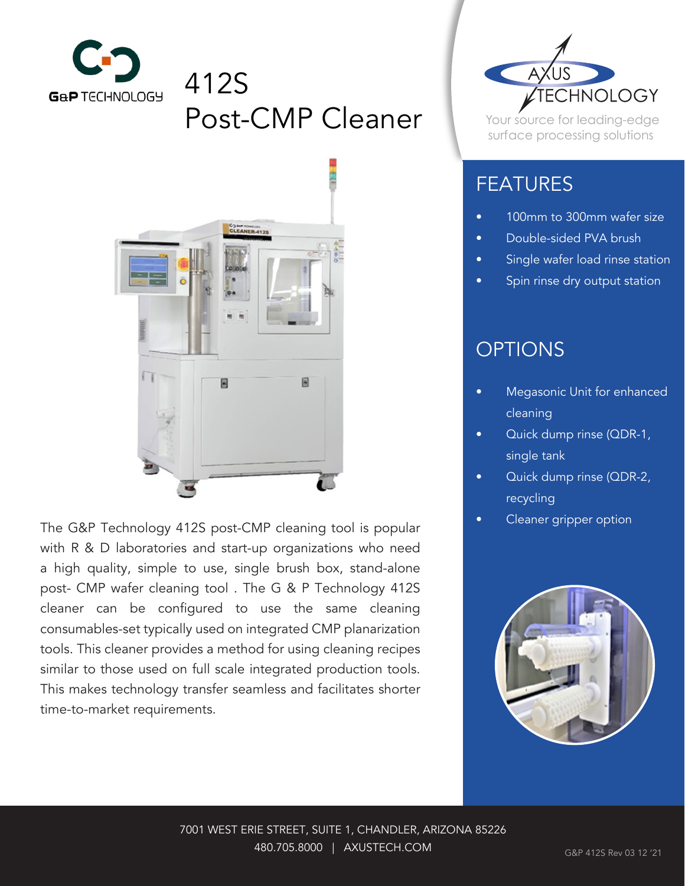G&P TECHNOLOGY

# 412S Post-CMP Cleaner

AXUS TECHNOLOGY

Your source for leading-edge surface processing solutions

The G&P Technology 412S post-CMP cleaning tool is popular with R & D laboratories and start-up organizations who need a high quality, simple to use, single brush box, stand-alone post- CMP wafer cleaning tool . The G & P Technology 412S cleaner can be configured to use the same cleaning consumables-set typically used on integrated CMP planarization tools. This cleaner provides a method for using cleaning recipes similar to those used on full scale integrated production tools. This makes technology transfer seamless and facilitates shorter time-to-market requirements.

## FEATURES

- 100mm to 300mm wafer size
- Double-sided PVA brush
- Single wafer load rinse station
- Spin rinse dry output station

## OPTIONS

- Megasonic Unit for enhanced cleaning
- Quick dump rinse (QDR-1, single tank
- Quick dump rinse (QDR-2, recycling
- Cleaner gripper option

7001 WEST ERIE STREET, SUITE 1, CHANDLER, ARIZONA 85226
480.705.8000 | AXUSTECH.COM

G&P 412S Rev 03 12 '21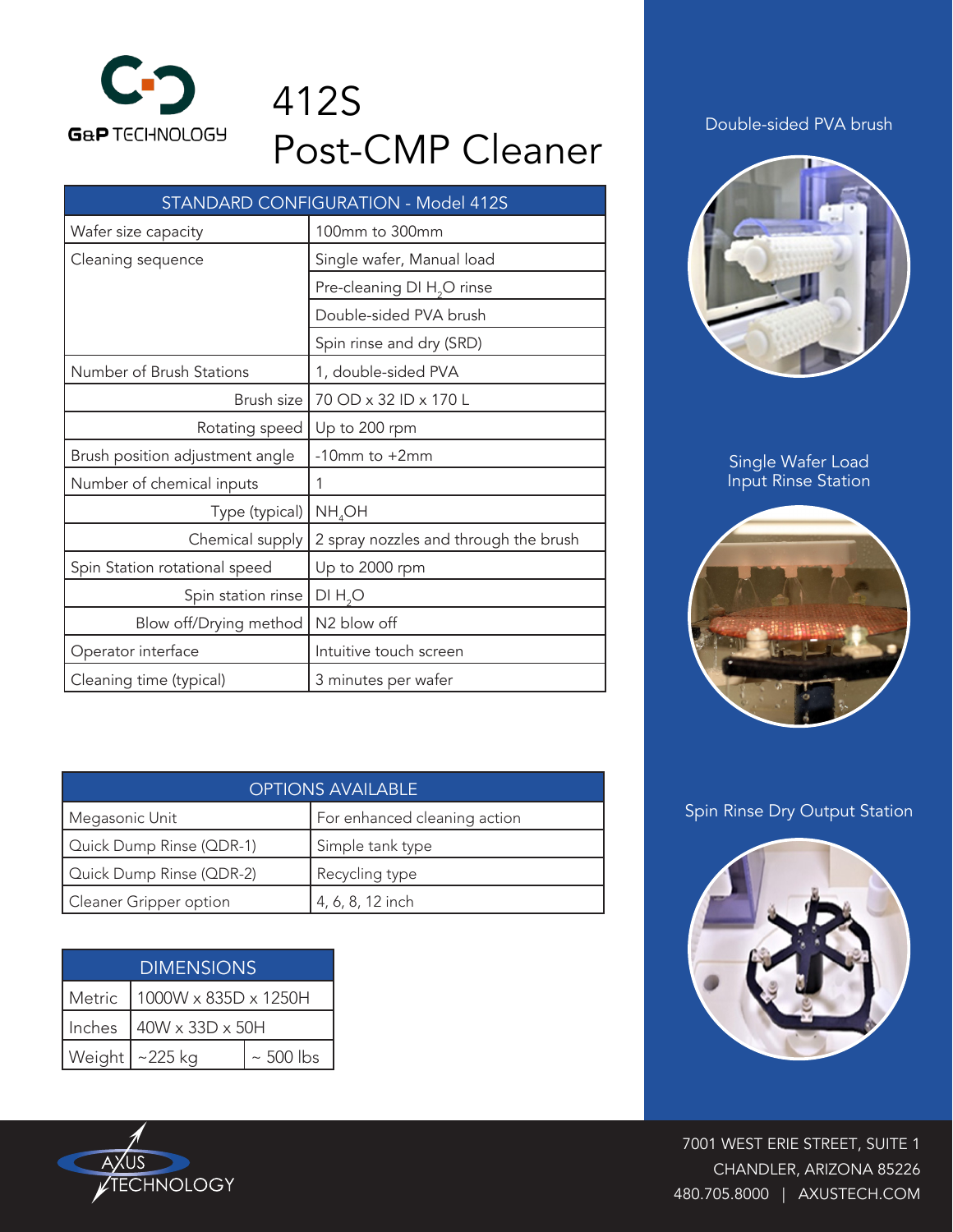G&P TECHNOLOGY

# 412S Post-CMP Cleaner

| STANDARD CONFIGURATION - Model 412S | |
|---|---|
| Wafer size capacity | 100mm to 300mm |
| Cleaning sequence | Single wafer, Manual load |
| | Pre-cleaning DI $H_2O$ rinse |
| | Double-sided PVA brush |
| | Spin rinse and dry (SRD) |
| Number of Brush Stations | 1, double-sided PVA |
| Brush size | 70 OD x 32 ID x 170 L |
| Rotating speed | Up to 200 rpm |
| Brush position adjustment angle | -10mm to +2mm |
| Number of chemical inputs | 1 |
| Type (typical) | $NH_4OH$ |
| Chemical supply | 2 spray nozzles and through the brush |
| Spin Station rotational speed | Up to 2000 rpm |
| Spin station rinse | DI $H_2O$ |
| Blow off/Drying method | N2 blow off |
| Operator interface | Intuitive touch screen |
| Cleaning time (typical) | 3 minutes per wafer |

| OPTIONS AVAILABLE | |
|---|---|
| Megasonic Unit | For enhanced cleaning action |
| Quick Dump Rinse (QDR-1) | Simple tank type |
| Quick Dump Rinse (QDR-2) | Recycling type |
| Cleaner Gripper option | 4, 6, 8, 12 inch |

| DIMENSIONS | | |
|---|---|---|
| Metric | 1000W x 835D x 1250H | |
| Inches | 40W x 33D x 50H | |
| Weight | ~225 kg | ~ 500 lbs |

Double-sided PVA brush

Single Wafer Load Input Rinse Station

Spin Rinse Dry Output Station

AXUS TECHNOLOGY

7001 WEST ERIE STREET, SUITE 1
CHANDLER, ARIZONA 85226
480.705.8000 | AXUSTECH.COM